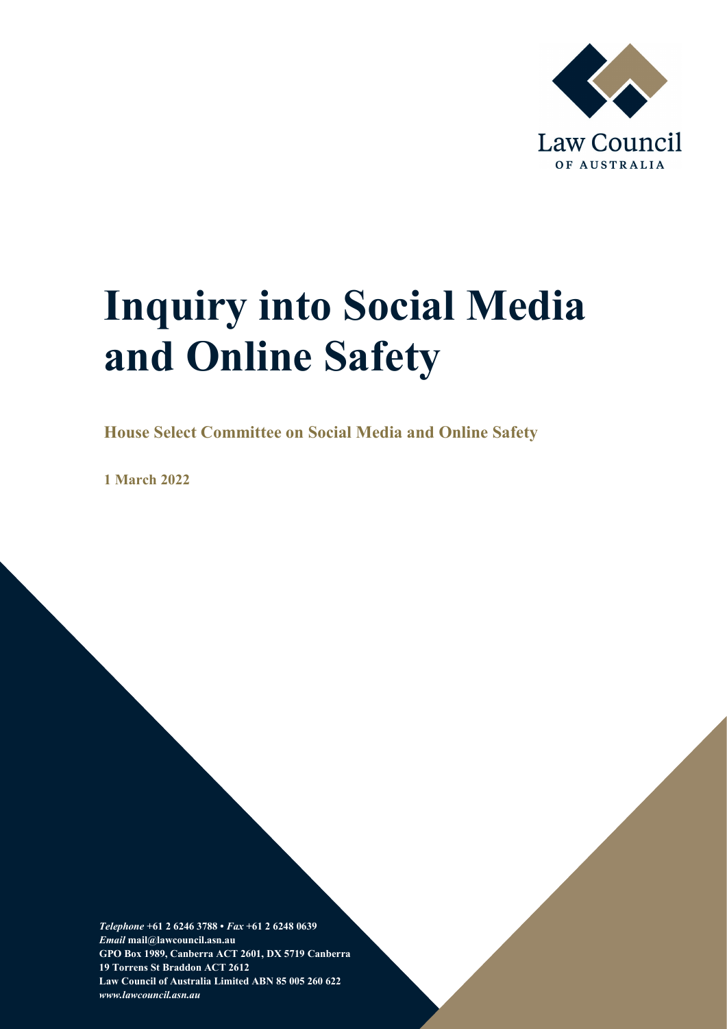Law Council
OF AUSTRALIA

# Inquiry into Social Media and Online Safety

**House Select Committee on Social Media and Online Safety**

**1 March 2022**

***Telephone*** **+61 2 6246 3788 •** ***Fax*** **+61 2 6248 0639**
***Email*** **mail@lawcouncil.asn.au**
**GPO Box 1989, Canberra ACT 2601, DX 5719 Canberra**
**19 Torrens St Braddon ACT 2612**
**Law Council of Australia Limited ABN 85 005 260 622**
***www.lawcouncil.asn.au***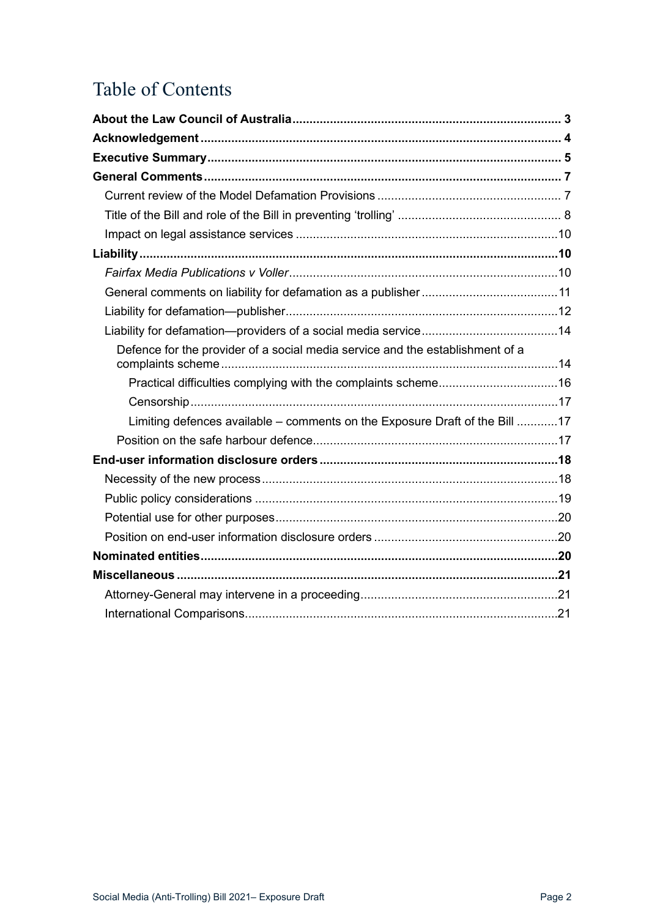# Table of Contents

**About the Law Council of Australia** .......... 3

**Acknowledgement** .......... 4

**Executive Summary** .......... 5

**General Comments** .......... 7

- Current review of the Model Defamation Provisions .......... 7
- Title of the Bill and role of the Bill in preventing 'trolling' .......... 8
- Impact on legal assistance services .......... 10

**Liability** .......... 10

- *Fairfax Media Publications v Voller* .......... 10
- General comments on liability for defamation as a publisher .......... 11
- Liability for defamation—publisher .......... 12
- Liability for defamation—providers of a social media service .......... 14
  - Defence for the provider of a social media service and the establishment of a complaints scheme .......... 14
    - Practical difficulties complying with the complaints scheme .......... 16
    - Censorship .......... 17
    - Limiting defences available – comments on the Exposure Draft of the Bill .......... 17
  - Position on the safe harbour defence .......... 17

**End-user information disclosure orders** .......... 18

- Necessity of the new process .......... 18
- Public policy considerations .......... 19
- Potential use for other purposes .......... 20
- Position on end-user information disclosure orders .......... 20

**Nominated entities** .......... 20

**Miscellaneous** .......... 21

- Attorney-General may intervene in a proceeding .......... 21
- International Comparisons .......... 21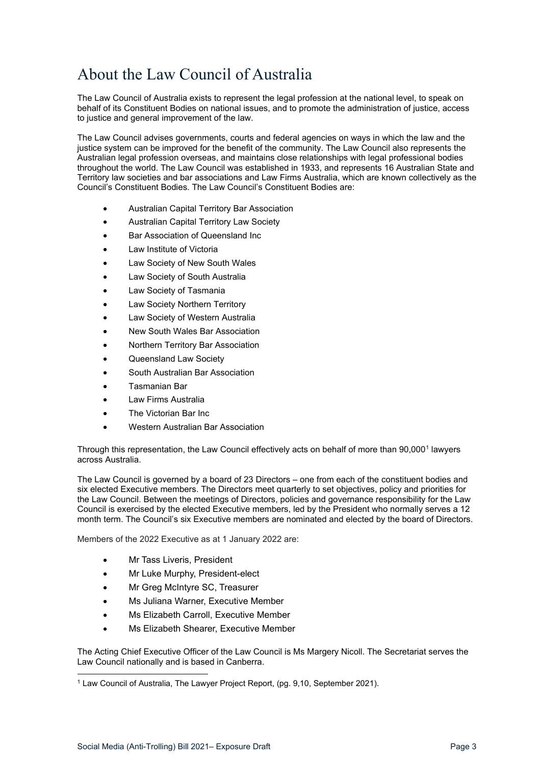# About the Law Council of Australia

The Law Council of Australia exists to represent the legal profession at the national level, to speak on behalf of its Constituent Bodies on national issues, and to promote the administration of justice, access to justice and general improvement of the law.

The Law Council advises governments, courts and federal agencies on ways in which the law and the justice system can be improved for the benefit of the community. The Law Council also represents the Australian legal profession overseas, and maintains close relationships with legal professional bodies throughout the world. The Law Council was established in 1933, and represents 16 Australian State and Territory law societies and bar associations and Law Firms Australia, which are known collectively as the Council's Constituent Bodies. The Law Council's Constituent Bodies are:

- Australian Capital Territory Bar Association
- Australian Capital Territory Law Society
- Bar Association of Queensland Inc
- Law Institute of Victoria
- Law Society of New South Wales
- Law Society of South Australia
- Law Society of Tasmania
- Law Society Northern Territory
- Law Society of Western Australia
- New South Wales Bar Association
- Northern Territory Bar Association
- Queensland Law Society
- South Australian Bar Association
- Tasmanian Bar
- Law Firms Australia
- The Victorian Bar Inc
- Western Australian Bar Association

Through this representation, the Law Council effectively acts on behalf of more than 90,000[1] lawyers across Australia.

The Law Council is governed by a board of 23 Directors – one from each of the constituent bodies and six elected Executive members. The Directors meet quarterly to set objectives, policy and priorities for the Law Council. Between the meetings of Directors, policies and governance responsibility for the Law Council is exercised by the elected Executive members, led by the President who normally serves a 12 month term. The Council's six Executive members are nominated and elected by the board of Directors.

Members of the 2022 Executive as at 1 January 2022 are:

- Mr Tass Liveris, President
- Mr Luke Murphy, President-elect
- Mr Greg McIntyre SC, Treasurer
- Ms Juliana Warner, Executive Member
- Ms Elizabeth Carroll, Executive Member
- Ms Elizabeth Shearer, Executive Member

The Acting Chief Executive Officer of the Law Council is Ms Margery Nicoll. The Secretariat serves the Law Council nationally and is based in Canberra.

[1] Law Council of Australia, The Lawyer Project Report, (pg. 9,10, September 2021).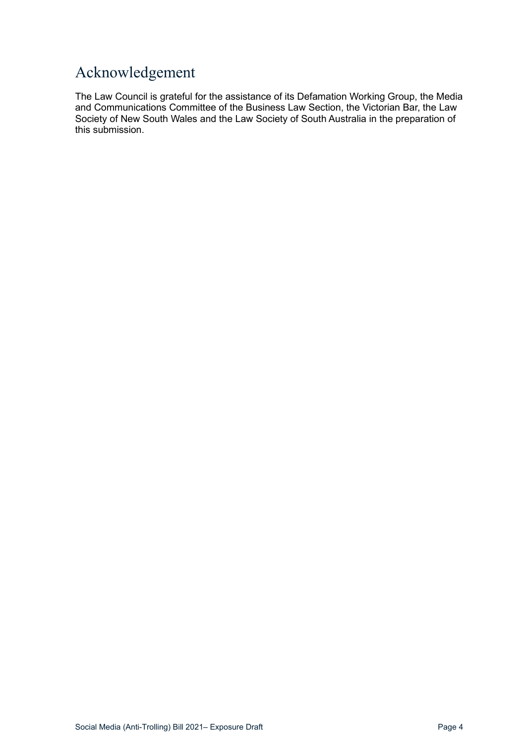# Acknowledgement

The Law Council is grateful for the assistance of its Defamation Working Group, the Media and Communications Committee of the Business Law Section, the Victorian Bar, the Law Society of New South Wales and the Law Society of South Australia in the preparation of this submission.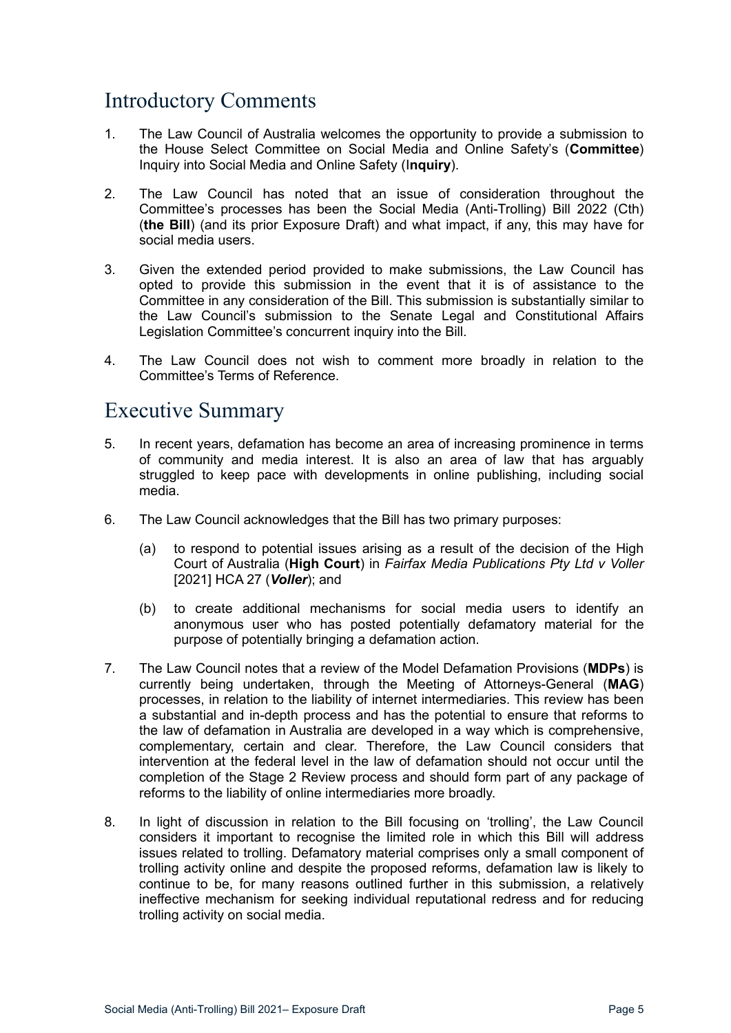## Introductory Comments

1. The Law Council of Australia welcomes the opportunity to provide a submission to the House Select Committee on Social Media and Online Safety's (**Committee**) Inquiry into Social Media and Online Safety (I**nquiry**).

2. The Law Council has noted that an issue of consideration throughout the Committee's processes has been the Social Media (Anti-Trolling) Bill 2022 (Cth) (**the Bill**) (and its prior Exposure Draft) and what impact, if any, this may have for social media users.

3. Given the extended period provided to make submissions, the Law Council has opted to provide this submission in the event that it is of assistance to the Committee in any consideration of the Bill. This submission is substantially similar to the Law Council's submission to the Senate Legal and Constitutional Affairs Legislation Committee's concurrent inquiry into the Bill.

4. The Law Council does not wish to comment more broadly in relation to the Committee's Terms of Reference.

## Executive Summary

5. In recent years, defamation has become an area of increasing prominence in terms of community and media interest. It is also an area of law that has arguably struggled to keep pace with developments in online publishing, including social media.

6. The Law Council acknowledges that the Bill has two primary purposes:

   (a) to respond to potential issues arising as a result of the decision of the High Court of Australia (**High Court**) in *Fairfax Media Publications Pty Ltd v Voller* [2021] HCA 27 (***Voller***); and

   (b) to create additional mechanisms for social media users to identify an anonymous user who has posted potentially defamatory material for the purpose of potentially bringing a defamation action.

7. The Law Council notes that a review of the Model Defamation Provisions (**MDPs**) is currently being undertaken, through the Meeting of Attorneys-General (**MAG**) processes, in relation to the liability of internet intermediaries. This review has been a substantial and in-depth process and has the potential to ensure that reforms to the law of defamation in Australia are developed in a way which is comprehensive, complementary, certain and clear. Therefore, the Law Council considers that intervention at the federal level in the law of defamation should not occur until the completion of the Stage 2 Review process and should form part of any package of reforms to the liability of online intermediaries more broadly.

8. In light of discussion in relation to the Bill focusing on 'trolling', the Law Council considers it important to recognise the limited role in which this Bill will address issues related to trolling. Defamatory material comprises only a small component of trolling activity online and despite the proposed reforms, defamation law is likely to continue to be, for many reasons outlined further in this submission, a relatively ineffective mechanism for seeking individual reputational redress and for reducing trolling activity on social media.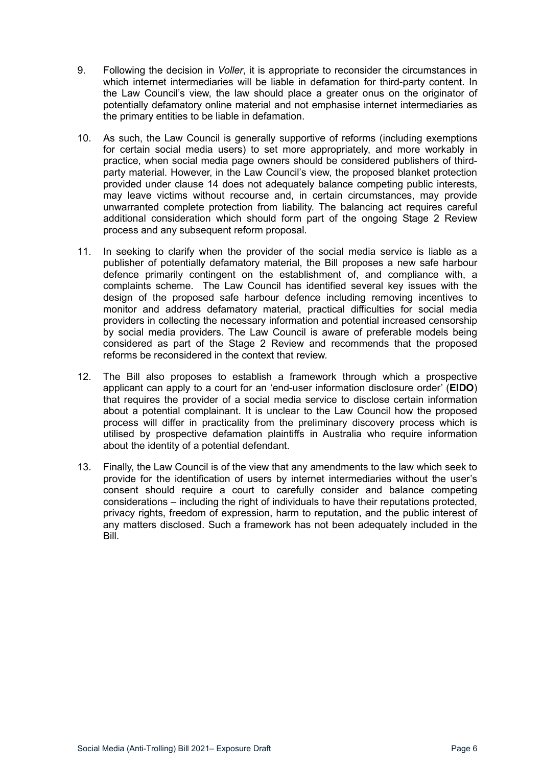9. Following the decision in *Voller*, it is appropriate to reconsider the circumstances in which internet intermediaries will be liable in defamation for third-party content. In the Law Council's view, the law should place a greater onus on the originator of potentially defamatory online material and not emphasise internet intermediaries as the primary entities to be liable in defamation.

10. As such, the Law Council is generally supportive of reforms (including exemptions for certain social media users) to set more appropriately, and more workably in practice, when social media page owners should be considered publishers of third-party material. However, in the Law Council's view, the proposed blanket protection provided under clause 14 does not adequately balance competing public interests, may leave victims without recourse and, in certain circumstances, may provide unwarranted complete protection from liability. The balancing act requires careful additional consideration which should form part of the ongoing Stage 2 Review process and any subsequent reform proposal.

11. In seeking to clarify when the provider of the social media service is liable as a publisher of potentially defamatory material, the Bill proposes a new safe harbour defence primarily contingent on the establishment of, and compliance with, a complaints scheme. The Law Council has identified several key issues with the design of the proposed safe harbour defence including removing incentives to monitor and address defamatory material, practical difficulties for social media providers in collecting the necessary information and potential increased censorship by social media providers. The Law Council is aware of preferable models being considered as part of the Stage 2 Review and recommends that the proposed reforms be reconsidered in the context that review.

12. The Bill also proposes to establish a framework through which a prospective applicant can apply to a court for an 'end-user information disclosure order' (**EIDO**) that requires the provider of a social media service to disclose certain information about a potential complainant. It is unclear to the Law Council how the proposed process will differ in practicality from the preliminary discovery process which is utilised by prospective defamation plaintiffs in Australia who require information about the identity of a potential defendant.

13. Finally, the Law Council is of the view that any amendments to the law which seek to provide for the identification of users by internet intermediaries without the user's consent should require a court to carefully consider and balance competing considerations – including the right of individuals to have their reputations protected, privacy rights, freedom of expression, harm to reputation, and the public interest of any matters disclosed. Such a framework has not been adequately included in the Bill.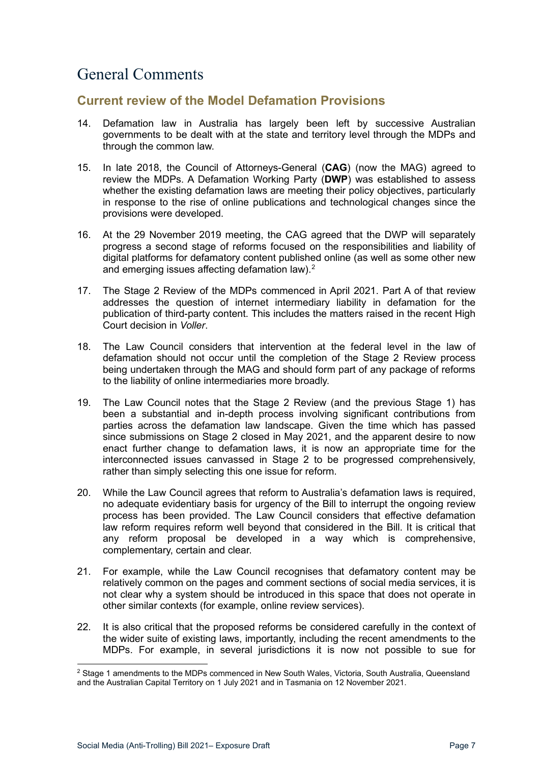# General Comments

## Current review of the Model Defamation Provisions

14. Defamation law in Australia has largely been left by successive Australian governments to be dealt with at the state and territory level through the MDPs and through the common law.

15. In late 2018, the Council of Attorneys-General (**CAG**) (now the MAG) agreed to review the MDPs. A Defamation Working Party (**DWP**) was established to assess whether the existing defamation laws are meeting their policy objectives, particularly in response to the rise of online publications and technological changes since the provisions were developed.

16. At the 29 November 2019 meeting, the CAG agreed that the DWP will separately progress a second stage of reforms focused on the responsibilities and liability of digital platforms for defamatory content published online (as well as some other new and emerging issues affecting defamation law).[2]

17. The Stage 2 Review of the MDPs commenced in April 2021. Part A of that review addresses the question of internet intermediary liability in defamation for the publication of third-party content. This includes the matters raised in the recent High Court decision in *Voller*.

18. The Law Council considers that intervention at the federal level in the law of defamation should not occur until the completion of the Stage 2 Review process being undertaken through the MAG and should form part of any package of reforms to the liability of online intermediaries more broadly.

19. The Law Council notes that the Stage 2 Review (and the previous Stage 1) has been a substantial and in-depth process involving significant contributions from parties across the defamation law landscape. Given the time which has passed since submissions on Stage 2 closed in May 2021, and the apparent desire to now enact further change to defamation laws, it is now an appropriate time for the interconnected issues canvassed in Stage 2 to be progressed comprehensively, rather than simply selecting this one issue for reform.

20. While the Law Council agrees that reform to Australia's defamation laws is required, no adequate evidentiary basis for urgency of the Bill to interrupt the ongoing review process has been provided. The Law Council considers that effective defamation law reform requires reform well beyond that considered in the Bill. It is critical that any reform proposal be developed in a way which is comprehensive, complementary, certain and clear.

21. For example, while the Law Council recognises that defamatory content may be relatively common on the pages and comment sections of social media services, it is not clear why a system should be introduced in this space that does not operate in other similar contexts (for example, online review services).

22. It is also critical that the proposed reforms be considered carefully in the context of the wider suite of existing laws, importantly, including the recent amendments to the MDPs. For example, in several jurisdictions it is now not possible to sue for

[2] Stage 1 amendments to the MDPs commenced in New South Wales, Victoria, South Australia, Queensland and the Australian Capital Territory on 1 July 2021 and in Tasmania on 12 November 2021.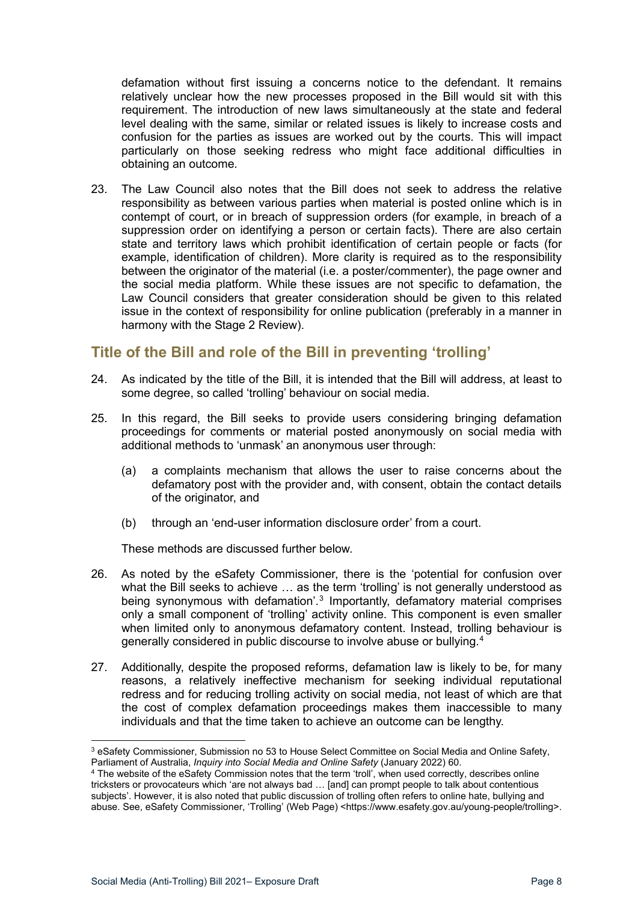defamation without first issuing a concerns notice to the defendant. It remains relatively unclear how the new processes proposed in the Bill would sit with this requirement. The introduction of new laws simultaneously at the state and federal level dealing with the same, similar or related issues is likely to increase costs and confusion for the parties as issues are worked out by the courts. This will impact particularly on those seeking redress who might face additional difficulties in obtaining an outcome.

23. The Law Council also notes that the Bill does not seek to address the relative responsibility as between various parties when material is posted online which is in contempt of court, or in breach of suppression orders (for example, in breach of a suppression order on identifying a person or certain facts). There are also certain state and territory laws which prohibit identification of certain people or facts (for example, identification of children). More clarity is required as to the responsibility between the originator of the material (i.e. a poster/commenter), the page owner and the social media platform. While these issues are not specific to defamation, the Law Council considers that greater consideration should be given to this related issue in the context of responsibility for online publication (preferably in a manner in harmony with the Stage 2 Review).

## Title of the Bill and role of the Bill in preventing 'trolling'

24. As indicated by the title of the Bill, it is intended that the Bill will address, at least to some degree, so called 'trolling' behaviour on social media.

25. In this regard, the Bill seeks to provide users considering bringing defamation proceedings for comments or material posted anonymously on social media with additional methods to 'unmask' an anonymous user through:

    (a) a complaints mechanism that allows the user to raise concerns about the defamatory post with the provider and, with consent, obtain the contact details of the originator, and

    (b) through an 'end-user information disclosure order' from a court.

    These methods are discussed further below.

26. As noted by the eSafety Commissioner, there is the 'potential for confusion over what the Bill seeks to achieve … as the term 'trolling' is not generally understood as being synonymous with defamation'.[3] Importantly, defamatory material comprises only a small component of 'trolling' activity online. This component is even smaller when limited only to anonymous defamatory content. Instead, trolling behaviour is generally considered in public discourse to involve abuse or bullying.[4]

27. Additionally, despite the proposed reforms, defamation law is likely to be, for many reasons, a relatively ineffective mechanism for seeking individual reputational redress and for reducing trolling activity on social media, not least of which are that the cost of complex defamation proceedings makes them inaccessible to many individuals and that the time taken to achieve an outcome can be lengthy.

---

[3] eSafety Commissioner, Submission no 53 to House Select Committee on Social Media and Online Safety, Parliament of Australia, *Inquiry into Social Media and Online Safety* (January 2022) 60.

[4] The website of the eSafety Commission notes that the term 'troll', when used correctly, describes online tricksters or provocateurs which 'are not always bad … [and] can prompt people to talk about contentious subjects'. However, it is also noted that public discussion of trolling often refers to online hate, bullying and abuse. See, eSafety Commissioner, 'Trolling' (Web Page) <https://www.esafety.gov.au/young-people/trolling>.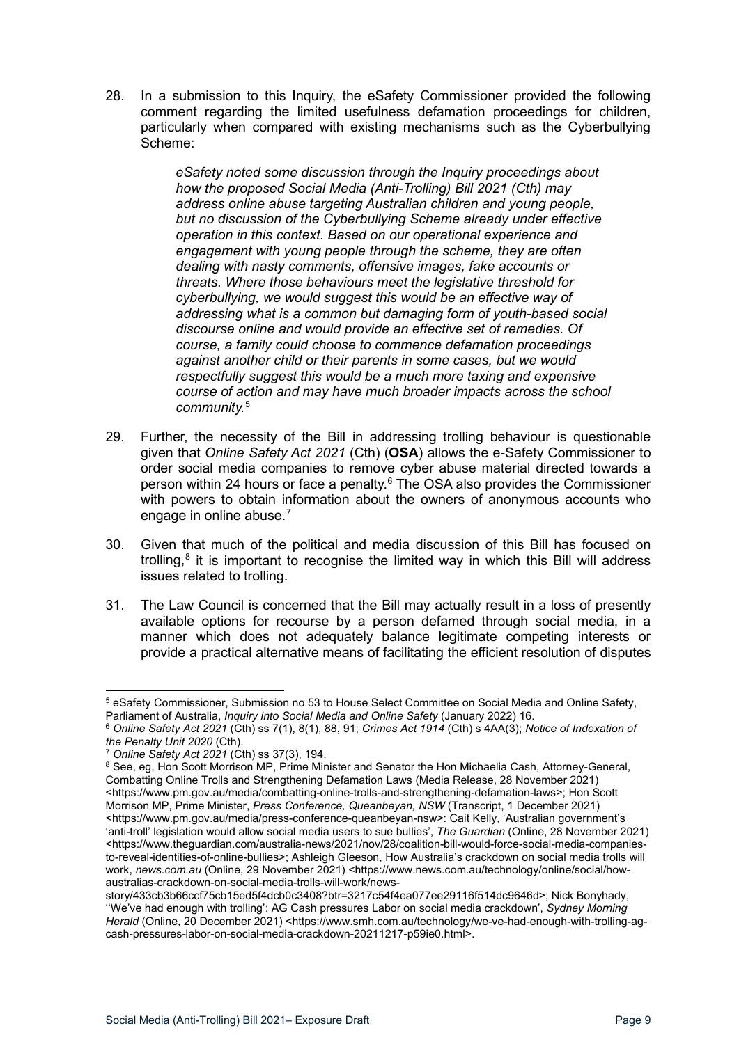28. In a submission to this Inquiry, the eSafety Commissioner provided the following comment regarding the limited usefulness defamation proceedings for children, particularly when compared with existing mechanisms such as the Cyberbullying Scheme:

> *eSafety noted some discussion through the Inquiry proceedings about how the proposed Social Media (Anti-Trolling) Bill 2021 (Cth) may address online abuse targeting Australian children and young people, but no discussion of the Cyberbullying Scheme already under effective operation in this context. Based on our operational experience and engagement with young people through the scheme, they are often dealing with nasty comments, offensive images, fake accounts or threats. Where those behaviours meet the legislative threshold for cyberbullying, we would suggest this would be an effective way of addressing what is a common but damaging form of youth-based social discourse online and would provide an effective set of remedies. Of course, a family could choose to commence defamation proceedings against another child or their parents in some cases, but we would respectfully suggest this would be a much more taxing and expensive course of action and may have much broader impacts across the school community.*[5]

29. Further, the necessity of the Bill in addressing trolling behaviour is questionable given that *Online Safety Act 2021* (Cth) (**OSA**) allows the e-Safety Commissioner to order social media companies to remove cyber abuse material directed towards a person within 24 hours or face a penalty.[6] The OSA also provides the Commissioner with powers to obtain information about the owners of anonymous accounts who engage in online abuse.[7]

30. Given that much of the political and media discussion of this Bill has focused on trolling,[8] it is important to recognise the limited way in which this Bill will address issues related to trolling.

31. The Law Council is concerned that the Bill may actually result in a loss of presently available options for recourse by a person defamed through social media, in a manner which does not adequately balance legitimate competing interests or provide a practical alternative means of facilitating the efficient resolution of disputes

---

[5] eSafety Commissioner, Submission no 53 to House Select Committee on Social Media and Online Safety, Parliament of Australia, *Inquiry into Social Media and Online Safety* (January 2022) 16.

[6] *Online Safety Act 2021* (Cth) ss 7(1), 8(1), 88, 91; *Crimes Act 1914* (Cth) s 4AA(3); *Notice of Indexation of the Penalty Unit 2020* (Cth).

[7] *Online Safety Act 2021* (Cth) ss 37(3), 194.

[8] See, eg, Hon Scott Morrison MP, Prime Minister and Senator the Hon Michaelia Cash, Attorney-General, Combatting Online Trolls and Strengthening Defamation Laws (Media Release, 28 November 2021) <https://www.pm.gov.au/media/combatting-online-trolls-and-strengthening-defamation-laws>; Hon Scott Morrison MP, Prime Minister, *Press Conference, Queanbeyan, NSW* (Transcript, 1 December 2021) <https://www.pm.gov.au/media/press-conference-queanbeyan-nsw>: Cait Kelly, 'Australian government's 'anti-troll' legislation would allow social media users to sue bullies', *The Guardian* (Online, 28 November 2021) <https://www.theguardian.com/australia-news/2021/nov/28/coalition-bill-would-force-social-media-companies-to-reveal-identities-of-online-bullies>; Ashleigh Gleeson, How Australia's crackdown on social media trolls will work, *news.com.au* (Online, 29 November 2021) <https://www.news.com.au/technology/online/social/how-australias-crackdown-on-social-media-trolls-will-work/news-story/433cb3b66ccf75cb15ed5f4dcb0c3408?btr=3217c54f4ea077ee29116f514dc9646d>; Nick Bonyhady, ''We've had enough with trolling': AG Cash pressures Labor on social media crackdown', *Sydney Morning Herald* (Online, 20 December 2021) <https://www.smh.com.au/technology/we-ve-had-enough-with-trolling-ag-cash-pressures-labor-on-social-media-crackdown-20211217-p59ie0.html>.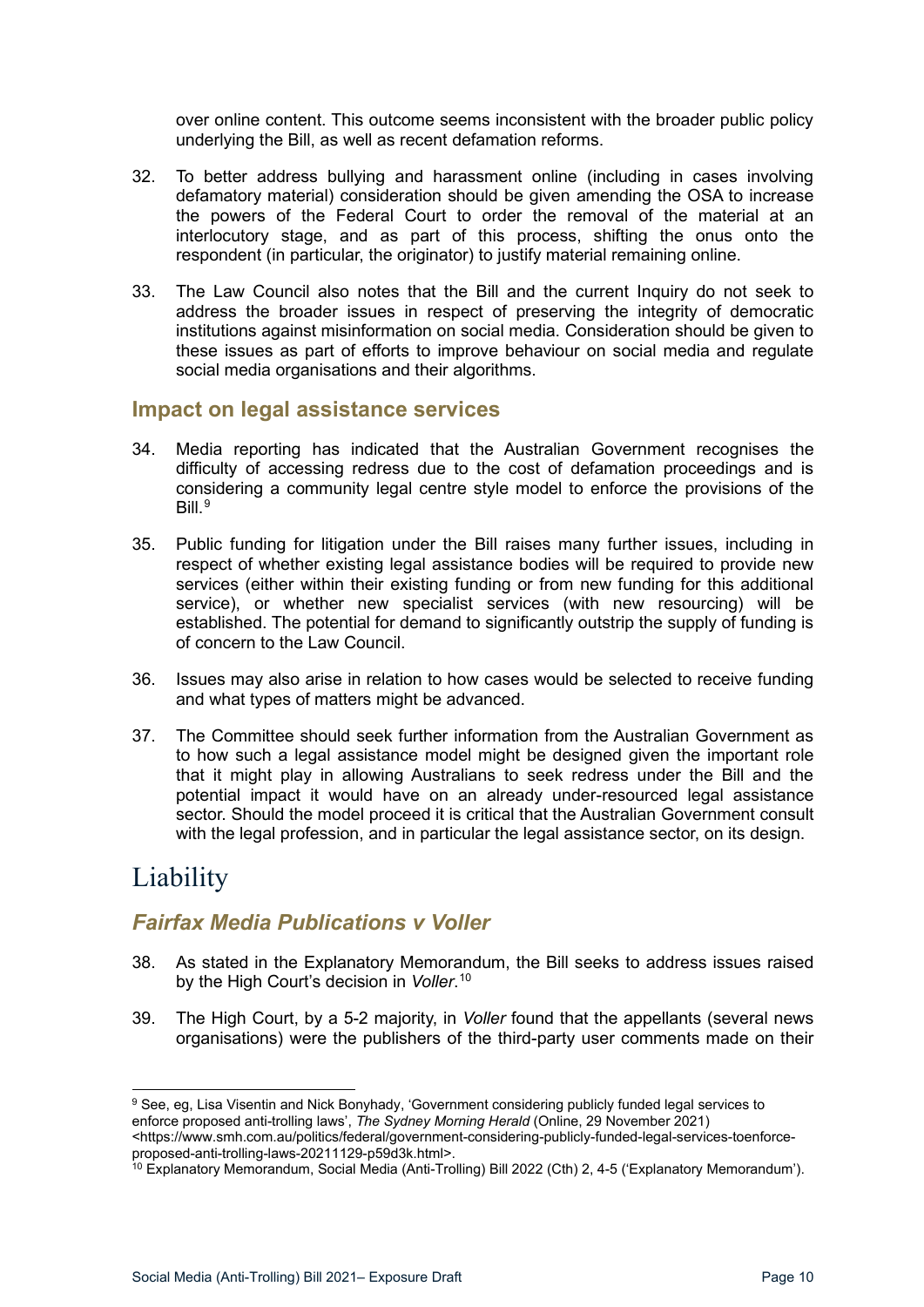over online content. This outcome seems inconsistent with the broader public policy underlying the Bill, as well as recent defamation reforms.

32. To better address bullying and harassment online (including in cases involving defamatory material) consideration should be given amending the OSA to increase the powers of the Federal Court to order the removal of the material at an interlocutory stage, and as part of this process, shifting the onus onto the respondent (in particular, the originator) to justify material remaining online.

33. The Law Council also notes that the Bill and the current Inquiry do not seek to address the broader issues in respect of preserving the integrity of democratic institutions against misinformation on social media. Consideration should be given to these issues as part of efforts to improve behaviour on social media and regulate social media organisations and their algorithms.

### Impact on legal assistance services

34. Media reporting has indicated that the Australian Government recognises the difficulty of accessing redress due to the cost of defamation proceedings and is considering a community legal centre style model to enforce the provisions of the Bill.[9]

35. Public funding for litigation under the Bill raises many further issues, including in respect of whether existing legal assistance bodies will be required to provide new services (either within their existing funding or from new funding for this additional service), or whether new specialist services (with new resourcing) will be established. The potential for demand to significantly outstrip the supply of funding is of concern to the Law Council.

36. Issues may also arise in relation to how cases would be selected to receive funding and what types of matters might be advanced.

37. The Committee should seek further information from the Australian Government as to how such a legal assistance model might be designed given the important role that it might play in allowing Australians to seek redress under the Bill and the potential impact it would have on an already under-resourced legal assistance sector. Should the model proceed it is critical that the Australian Government consult with the legal profession, and in particular the legal assistance sector, on its design.

## Liability

### *Fairfax Media Publications v Voller*

38. As stated in the Explanatory Memorandum, the Bill seeks to address issues raised by the High Court's decision in *Voller*.[10]

39. The High Court, by a 5-2 majority, in *Voller* found that the appellants (several news organisations) were the publishers of the third-party user comments made on their

---

[9] See, eg, Lisa Visentin and Nick Bonyhady, 'Government considering publicly funded legal services to enforce proposed anti-trolling laws', *The Sydney Morning Herald* (Online, 29 November 2021) <https://www.smh.com.au/politics/federal/government-considering-publicly-funded-legal-services-toenforce-proposed-anti-trolling-laws-20211129-p59d3k.html>.

[10] Explanatory Memorandum, Social Media (Anti-Trolling) Bill 2022 (Cth) 2, 4-5 ('Explanatory Memorandum').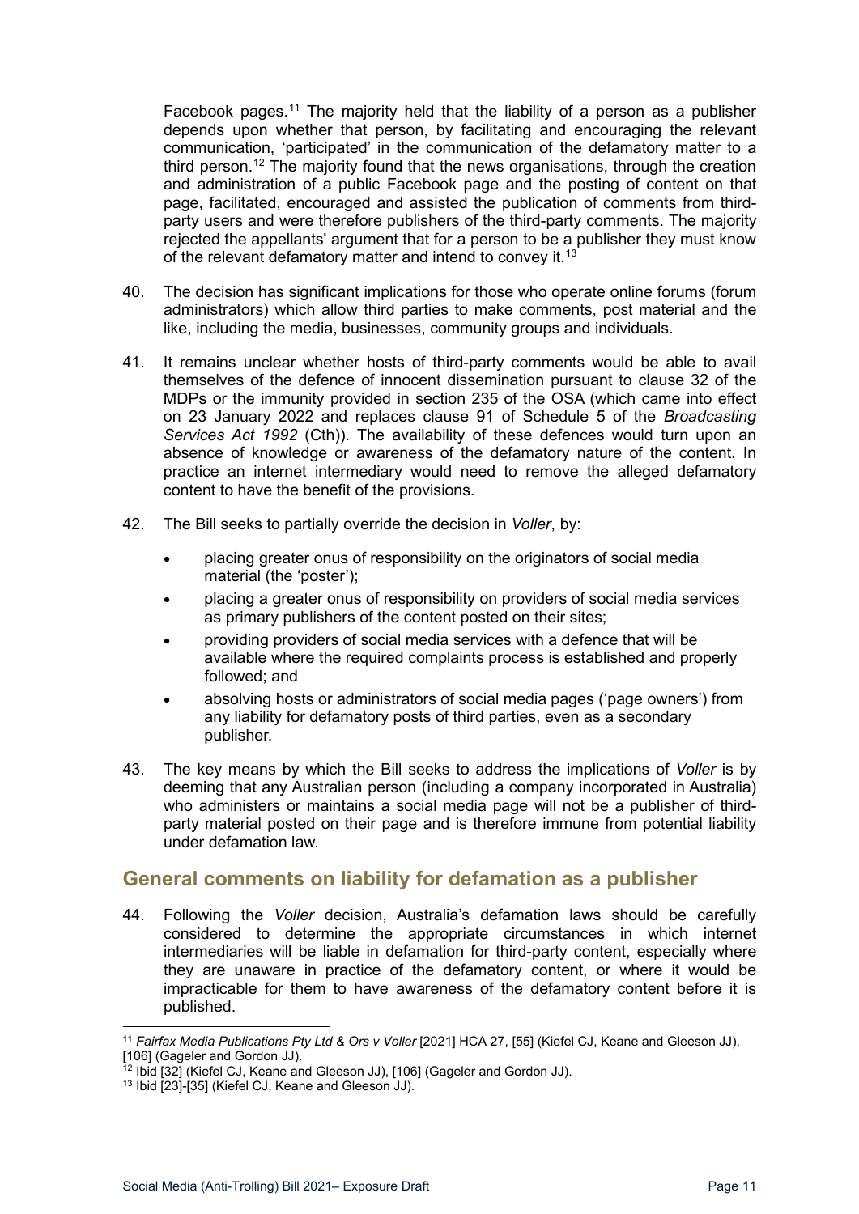Facebook pages.[11] The majority held that the liability of a person as a publisher depends upon whether that person, by facilitating and encouraging the relevant communication, 'participated' in the communication of the defamatory matter to a third person.[12] The majority found that the news organisations, through the creation and administration of a public Facebook page and the posting of content on that page, facilitated, encouraged and assisted the publication of comments from third-party users and were therefore publishers of the third-party comments. The majority rejected the appellants' argument that for a person to be a publisher they must know of the relevant defamatory matter and intend to convey it.[13]

40. The decision has significant implications for those who operate online forums (forum administrators) which allow third parties to make comments, post material and the like, including the media, businesses, community groups and individuals.

41. It remains unclear whether hosts of third-party comments would be able to avail themselves of the defence of innocent dissemination pursuant to clause 32 of the MDPs or the immunity provided in section 235 of the OSA (which came into effect on 23 January 2022 and replaces clause 91 of Schedule 5 of the *Broadcasting Services Act 1992* (Cth)). The availability of these defences would turn upon an absence of knowledge or awareness of the defamatory nature of the content. In practice an internet intermediary would need to remove the alleged defamatory content to have the benefit of the provisions.

42. The Bill seeks to partially override the decision in *Voller*, by:

- placing greater onus of responsibility on the originators of social media material (the 'poster');
- placing a greater onus of responsibility on providers of social media services as primary publishers of the content posted on their sites;
- providing providers of social media services with a defence that will be available where the required complaints process is established and properly followed; and
- absolving hosts or administrators of social media pages ('page owners') from any liability for defamatory posts of third parties, even as a secondary publisher.

43. The key means by which the Bill seeks to address the implications of *Voller* is by deeming that any Australian person (including a company incorporated in Australia) who administers or maintains a social media page will not be a publisher of third-party material posted on their page and is therefore immune from potential liability under defamation law.

## General comments on liability for defamation as a publisher

44. Following the *Voller* decision, Australia's defamation laws should be carefully considered to determine the appropriate circumstances in which internet intermediaries will be liable in defamation for third-party content, especially where they are unaware in practice of the defamatory content, or where it would be impracticable for them to have awareness of the defamatory content before it is published.

---

[11] *Fairfax Media Publications Pty Ltd & Ors v Voller* [2021] HCA 27, [55] (Kiefel CJ, Keane and Gleeson JJ), [106] (Gageler and Gordon JJ).

[12] Ibid [32] (Kiefel CJ, Keane and Gleeson JJ), [106] (Gageler and Gordon JJ).

[13] Ibid [23]-[35] (Kiefel CJ, Keane and Gleeson JJ).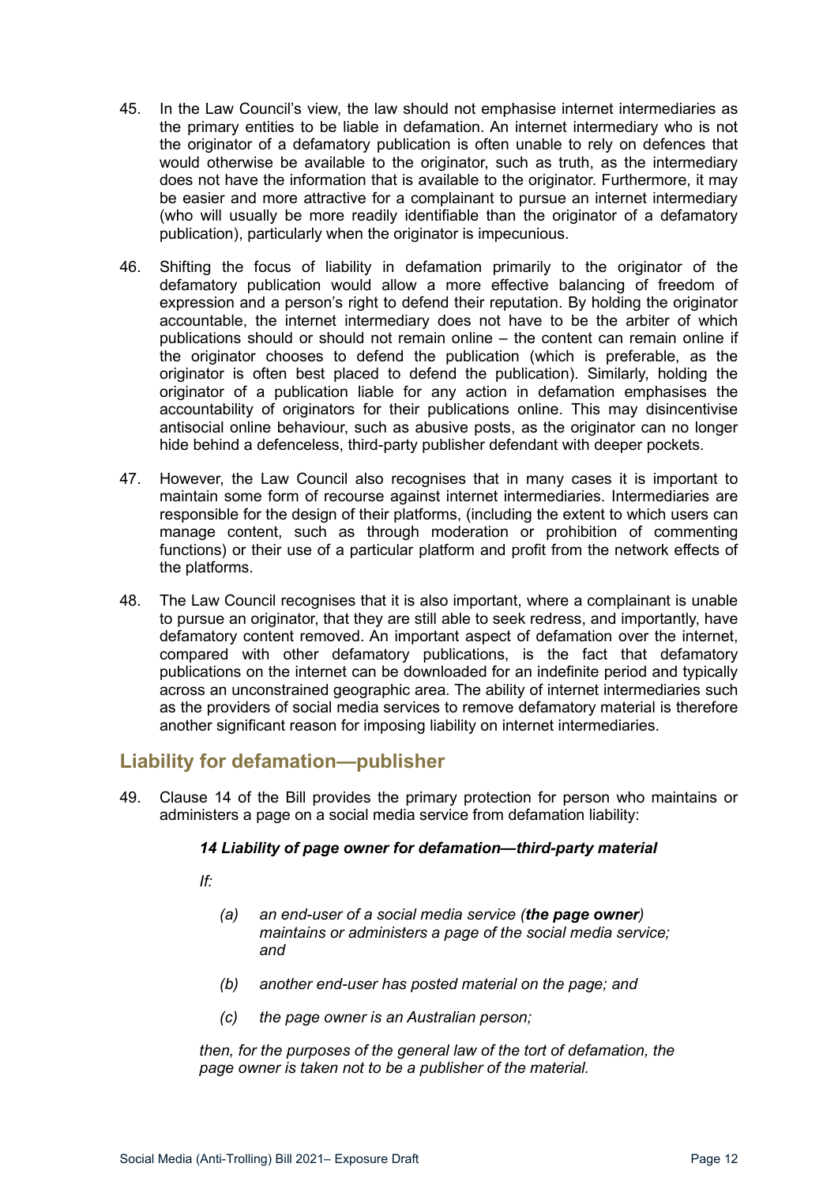45. In the Law Council's view, the law should not emphasise internet intermediaries as the primary entities to be liable in defamation. An internet intermediary who is not the originator of a defamatory publication is often unable to rely on defences that would otherwise be available to the originator, such as truth, as the intermediary does not have the information that is available to the originator. Furthermore, it may be easier and more attractive for a complainant to pursue an internet intermediary (who will usually be more readily identifiable than the originator of a defamatory publication), particularly when the originator is impecunious.

46. Shifting the focus of liability in defamation primarily to the originator of the defamatory publication would allow a more effective balancing of freedom of expression and a person's right to defend their reputation. By holding the originator accountable, the internet intermediary does not have to be the arbiter of which publications should or should not remain online – the content can remain online if the originator chooses to defend the publication (which is preferable, as the originator is often best placed to defend the publication). Similarly, holding the originator of a publication liable for any action in defamation emphasises the accountability of originators for their publications online. This may disincentivise antisocial online behaviour, such as abusive posts, as the originator can no longer hide behind a defenceless, third-party publisher defendant with deeper pockets.

47. However, the Law Council also recognises that in many cases it is important to maintain some form of recourse against internet intermediaries. Intermediaries are responsible for the design of their platforms, (including the extent to which users can manage content, such as through moderation or prohibition of commenting functions) or their use of a particular platform and profit from the network effects of the platforms.

48. The Law Council recognises that it is also important, where a complainant is unable to pursue an originator, that they are still able to seek redress, and importantly, have defamatory content removed. An important aspect of defamation over the internet, compared with other defamatory publications, is the fact that defamatory publications on the internet can be downloaded for an indefinite period and typically across an unconstrained geographic area. The ability of internet intermediaries such as the providers of social media services to remove defamatory material is therefore another significant reason for imposing liability on internet intermediaries.

## Liability for defamation—publisher

49. Clause 14 of the Bill provides the primary protection for person who maintains or administers a page on a social media service from defamation liability:

> ***14 Liability of page owner for defamation—third-party material***
>
> *If:*
>
> *(a) an end-user of a social media service (**the page owner**) maintains or administers a page of the social media service; and*
>
> *(b) another end-user has posted material on the page; and*
>
> *(c) the page owner is an Australian person;*
>
> *then, for the purposes of the general law of the tort of defamation, the page owner is taken not to be a publisher of the material.*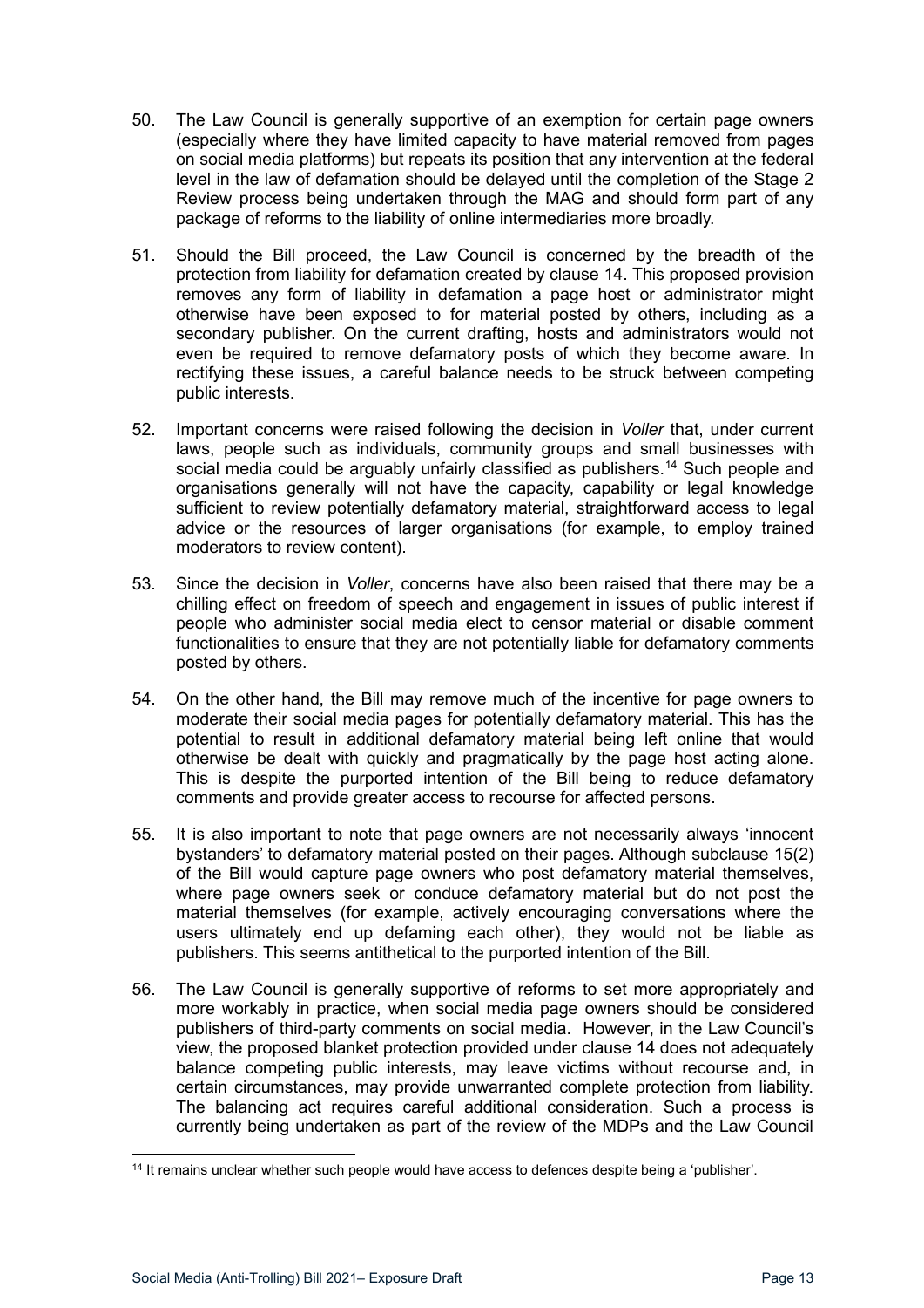50. The Law Council is generally supportive of an exemption for certain page owners (especially where they have limited capacity to have material removed from pages on social media platforms) but repeats its position that any intervention at the federal level in the law of defamation should be delayed until the completion of the Stage 2 Review process being undertaken through the MAG and should form part of any package of reforms to the liability of online intermediaries more broadly.

51. Should the Bill proceed, the Law Council is concerned by the breadth of the protection from liability for defamation created by clause 14. This proposed provision removes any form of liability in defamation a page host or administrator might otherwise have been exposed to for material posted by others, including as a secondary publisher. On the current drafting, hosts and administrators would not even be required to remove defamatory posts of which they become aware. In rectifying these issues, a careful balance needs to be struck between competing public interests.

52. Important concerns were raised following the decision in *Voller* that, under current laws, people such as individuals, community groups and small businesses with social media could be arguably unfairly classified as publishers.[14] Such people and organisations generally will not have the capacity, capability or legal knowledge sufficient to review potentially defamatory material, straightforward access to legal advice or the resources of larger organisations (for example, to employ trained moderators to review content).

53. Since the decision in *Voller*, concerns have also been raised that there may be a chilling effect on freedom of speech and engagement in issues of public interest if people who administer social media elect to censor material or disable comment functionalities to ensure that they are not potentially liable for defamatory comments posted by others.

54. On the other hand, the Bill may remove much of the incentive for page owners to moderate their social media pages for potentially defamatory material. This has the potential to result in additional defamatory material being left online that would otherwise be dealt with quickly and pragmatically by the page host acting alone. This is despite the purported intention of the Bill being to reduce defamatory comments and provide greater access to recourse for affected persons.

55. It is also important to note that page owners are not necessarily always 'innocent bystanders' to defamatory material posted on their pages. Although subclause 15(2) of the Bill would capture page owners who post defamatory material themselves, where page owners seek or conduce defamatory material but do not post the material themselves (for example, actively encouraging conversations where the users ultimately end up defaming each other), they would not be liable as publishers. This seems antithetical to the purported intention of the Bill.

56. The Law Council is generally supportive of reforms to set more appropriately and more workably in practice, when social media page owners should be considered publishers of third-party comments on social media. However, in the Law Council's view, the proposed blanket protection provided under clause 14 does not adequately balance competing public interests, may leave victims without recourse and, in certain circumstances, may provide unwarranted complete protection from liability. The balancing act requires careful additional consideration. Such a process is currently being undertaken as part of the review of the MDPs and the Law Council

[14] It remains unclear whether such people would have access to defences despite being a 'publisher'.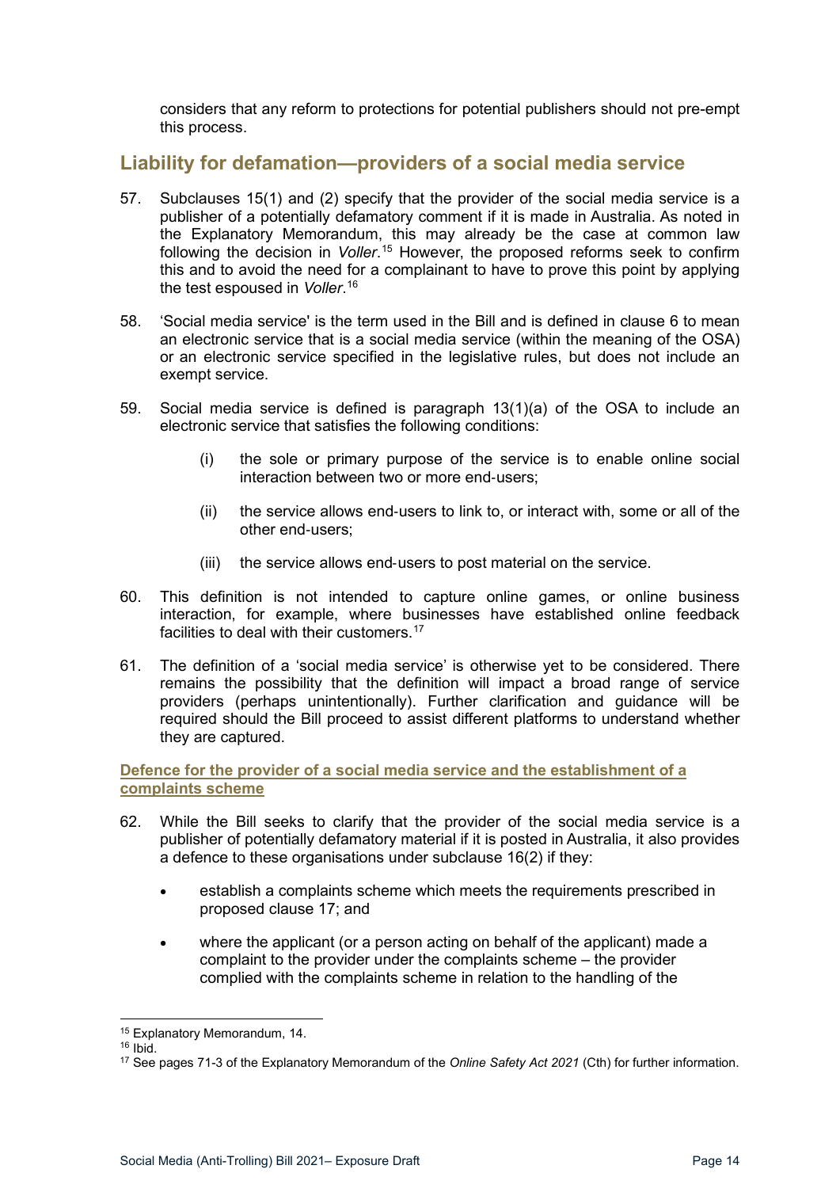considers that any reform to protections for potential publishers should not pre-empt this process.

## Liability for defamation—providers of a social media service

57. Subclauses 15(1) and (2) specify that the provider of the social media service is a publisher of a potentially defamatory comment if it is made in Australia. As noted in the Explanatory Memorandum, this may already be the case at common law following the decision in *Voller*.[15] However, the proposed reforms seek to confirm this and to avoid the need for a complainant to have to prove this point by applying the test espoused in *Voller*.[16]

58. 'Social media service' is the term used in the Bill and is defined in clause 6 to mean an electronic service that is a social media service (within the meaning of the OSA) or an electronic service specified in the legislative rules, but does not include an exempt service.

59. Social media service is defined is paragraph 13(1)(a) of the OSA to include an electronic service that satisfies the following conditions:

    (i) the sole or primary purpose of the service is to enable online social interaction between two or more end-users;

    (ii) the service allows end-users to link to, or interact with, some or all of the other end-users;

    (iii) the service allows end-users to post material on the service.

60. This definition is not intended to capture online games, or online business interaction, for example, where businesses have established online feedback facilities to deal with their customers.[17]

61. The definition of a 'social media service' is otherwise yet to be considered. There remains the possibility that the definition will impact a broad range of service providers (perhaps unintentionally). Further clarification and guidance will be required should the Bill proceed to assist different platforms to understand whether they are captured.

### Defence for the provider of a social media service and the establishment of a complaints scheme

62. While the Bill seeks to clarify that the provider of the social media service is a publisher of potentially defamatory material if it is posted in Australia, it also provides a defence to these organisations under subclause 16(2) if they:

    - establish a complaints scheme which meets the requirements prescribed in proposed clause 17; and
    - where the applicant (or a person acting on behalf of the applicant) made a complaint to the provider under the complaints scheme – the provider complied with the complaints scheme in relation to the handling of the

[15] Explanatory Memorandum, 14.

[16] Ibid.

[17] See pages 71-3 of the Explanatory Memorandum of the *Online Safety Act 2021* (Cth) for further information.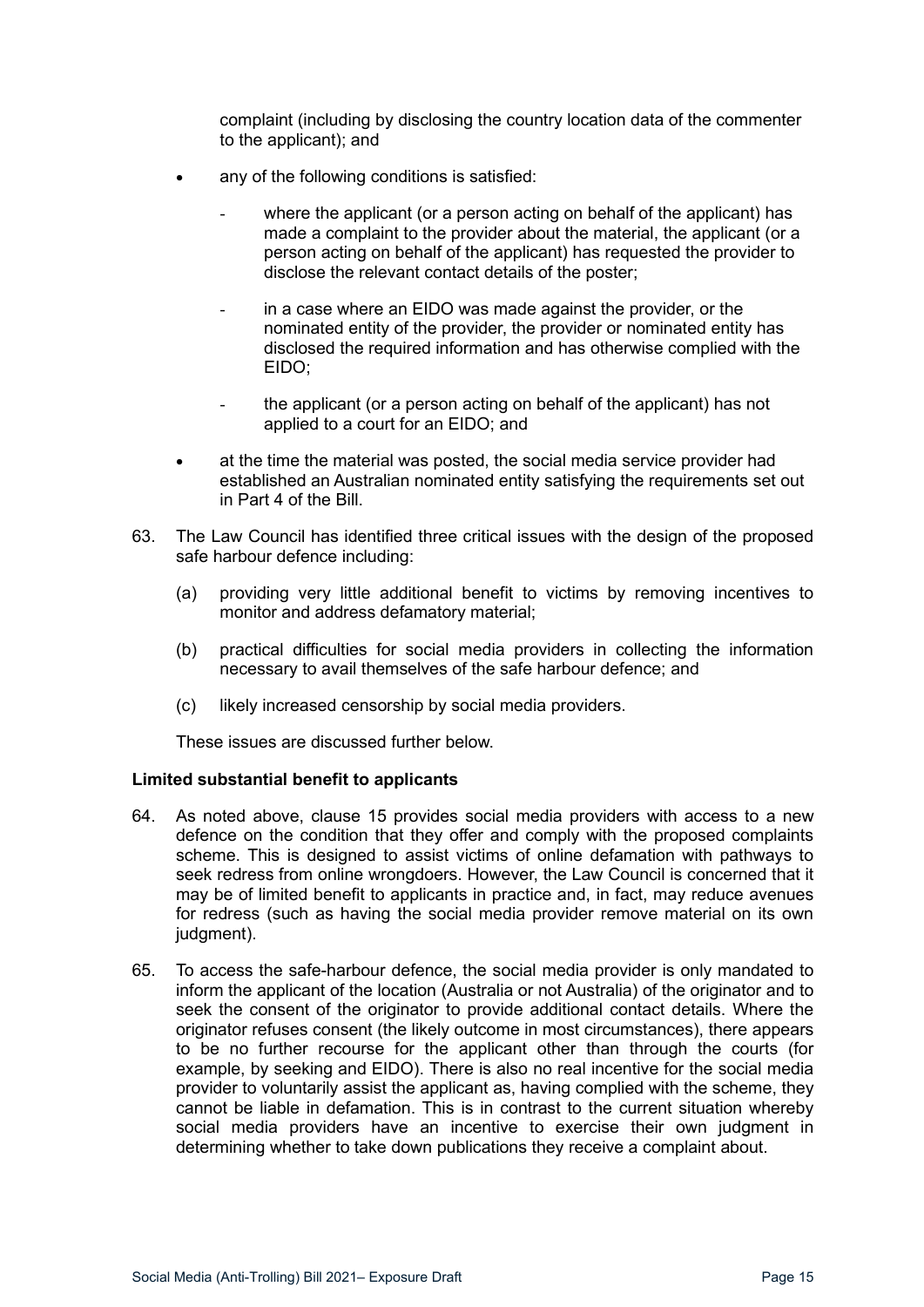complaint (including by disclosing the country location data of the commenter to the applicant); and

- any of the following conditions is satisfied:
  - where the applicant (or a person acting on behalf of the applicant) has made a complaint to the provider about the material, the applicant (or a person acting on behalf of the applicant) has requested the provider to disclose the relevant contact details of the poster;
  - in a case where an EIDO was made against the provider, or the nominated entity of the provider, the provider or nominated entity has disclosed the required information and has otherwise complied with the EIDO;
  - the applicant (or a person acting on behalf of the applicant) has not applied to a court for an EIDO; and
- at the time the material was posted, the social media service provider had established an Australian nominated entity satisfying the requirements set out in Part 4 of the Bill.

63. The Law Council has identified three critical issues with the design of the proposed safe harbour defence including:

    (a) providing very little additional benefit to victims by removing incentives to monitor and address defamatory material;

    (b) practical difficulties for social media providers in collecting the information necessary to avail themselves of the safe harbour defence; and

    (c) likely increased censorship by social media providers.

    These issues are discussed further below.

**Limited substantial benefit to applicants**

64. As noted above, clause 15 provides social media providers with access to a new defence on the condition that they offer and comply with the proposed complaints scheme. This is designed to assist victims of online defamation with pathways to seek redress from online wrongdoers. However, the Law Council is concerned that it may be of limited benefit to applicants in practice and, in fact, may reduce avenues for redress (such as having the social media provider remove material on its own judgment).

65. To access the safe-harbour defence, the social media provider is only mandated to inform the applicant of the location (Australia or not Australia) of the originator and to seek the consent of the originator to provide additional contact details. Where the originator refuses consent (the likely outcome in most circumstances), there appears to be no further recourse for the applicant other than through the courts (for example, by seeking and EIDO). There is also no real incentive for the social media provider to voluntarily assist the applicant as, having complied with the scheme, they cannot be liable in defamation. This is in contrast to the current situation whereby social media providers have an incentive to exercise their own judgment in determining whether to take down publications they receive a complaint about.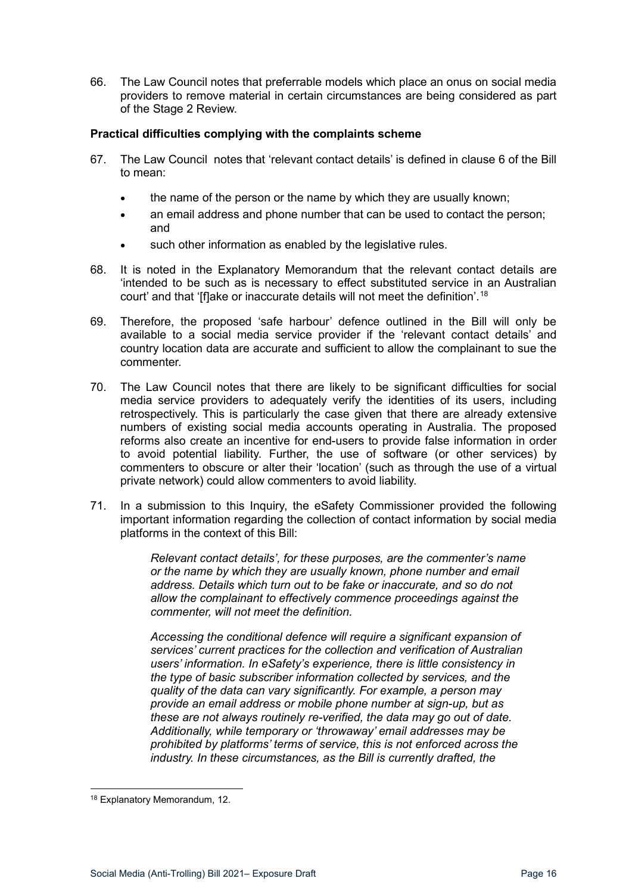66. The Law Council notes that preferrable models which place an onus on social media providers to remove material in certain circumstances are being considered as part of the Stage 2 Review.

**Practical difficulties complying with the complaints scheme**

67. The Law Council notes that 'relevant contact details' is defined in clause 6 of the Bill to mean:

    - the name of the person or the name by which they are usually known;
    - an email address and phone number that can be used to contact the person; and
    - such other information as enabled by the legislative rules.

68. It is noted in the Explanatory Memorandum that the relevant contact details are 'intended to be such as is necessary to effect substituted service in an Australian court' and that '[f]ake or inaccurate details will not meet the definition'.[18]

69. Therefore, the proposed 'safe harbour' defence outlined in the Bill will only be available to a social media service provider if the 'relevant contact details' and country location data are accurate and sufficient to allow the complainant to sue the commenter.

70. The Law Council notes that there are likely to be significant difficulties for social media service providers to adequately verify the identities of its users, including retrospectively. This is particularly the case given that there are already extensive numbers of existing social media accounts operating in Australia. The proposed reforms also create an incentive for end-users to provide false information in order to avoid potential liability. Further, the use of software (or other services) by commenters to obscure or alter their 'location' (such as through the use of a virtual private network) could allow commenters to avoid liability.

71. In a submission to this Inquiry, the eSafety Commissioner provided the following important information regarding the collection of contact information by social media platforms in the context of this Bill:

    > *Relevant contact details', for these purposes, are the commenter's name or the name by which they are usually known, phone number and email address. Details which turn out to be fake or inaccurate, and so do not allow the complainant to effectively commence proceedings against the commenter, will not meet the definition.*
    >
    > *Accessing the conditional defence will require a significant expansion of services' current practices for the collection and verification of Australian users' information. In eSafety's experience, there is little consistency in the type of basic subscriber information collected by services, and the quality of the data can vary significantly. For example, a person may provide an email address or mobile phone number at sign-up, but as these are not always routinely re-verified, the data may go out of date. Additionally, while temporary or 'throwaway' email addresses may be prohibited by platforms' terms of service, this is not enforced across the industry. In these circumstances, as the Bill is currently drafted, the*

---

[18] Explanatory Memorandum, 12.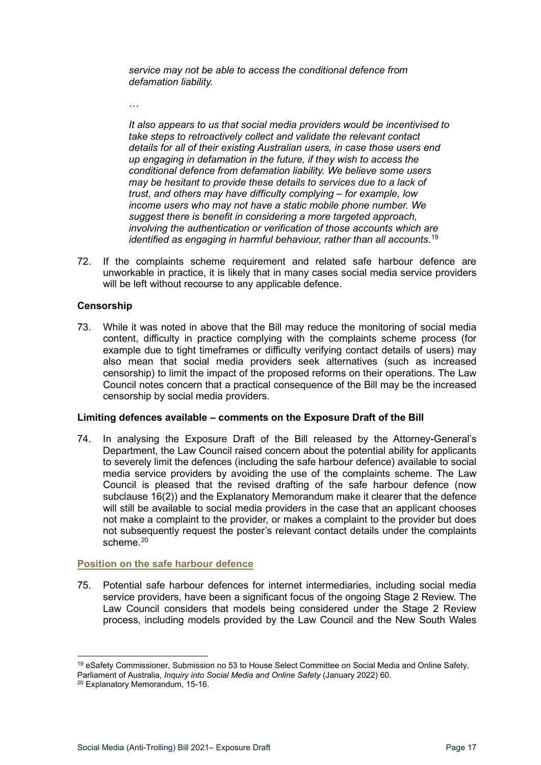> *service may not be able to access the conditional defence from defamation liability.*
>
> *…*
>
> *It also appears to us that social media providers would be incentivised to take steps to retroactively collect and validate the relevant contact details for all of their existing Australian users, in case those users end up engaging in defamation in the future, if they wish to access the conditional defence from defamation liability. We believe some users may be hesitant to provide these details to services due to a lack of trust, and others may have difficulty complying – for example, low income users who may not have a static mobile phone number. We suggest there is benefit in considering a more targeted approach, involving the authentication or verification of those accounts which are identified as engaging in harmful behaviour, rather than all accounts.*[19]

72. If the complaints scheme requirement and related safe harbour defence are unworkable in practice, it is likely that in many cases social media service providers will be left without recourse to any applicable defence.

**Censorship**

73. While it was noted in above that the Bill may reduce the monitoring of social media content, difficulty in practice complying with the complaints scheme process (for example due to tight timeframes or difficulty verifying contact details of users) may also mean that social media providers seek alternatives (such as increased censorship) to limit the impact of the proposed reforms on their operations. The Law Council notes concern that a practical consequence of the Bill may be the increased censorship by social media providers.

**Limiting defences available – comments on the Exposure Draft of the Bill**

74. In analysing the Exposure Draft of the Bill released by the Attorney-General's Department, the Law Council raised concern about the potential ability for applicants to severely limit the defences (including the safe harbour defence) available to social media service providers by avoiding the use of the complaints scheme. The Law Council is pleased that the revised drafting of the safe harbour defence (now subclause 16(2)) and the Explanatory Memorandum make it clearer that the defence will still be available to social media providers in the case that an applicant chooses not make a complaint to the provider, or makes a complaint to the provider but does not subsequently request the poster's relevant contact details under the complaints scheme.[20]

## Position on the safe harbour defence

75. Potential safe harbour defences for internet intermediaries, including social media service providers, have been a significant focus of the ongoing Stage 2 Review. The Law Council considers that models being considered under the Stage 2 Review process, including models provided by the Law Council and the New South Wales

---

[19] eSafety Commissioner, Submission no 53 to House Select Committee on Social Media and Online Safety, Parliament of Australia, *Inquiry into Social Media and Online Safety* (January 2022) 60.

[20] Explanatory Memorandum, 15-16.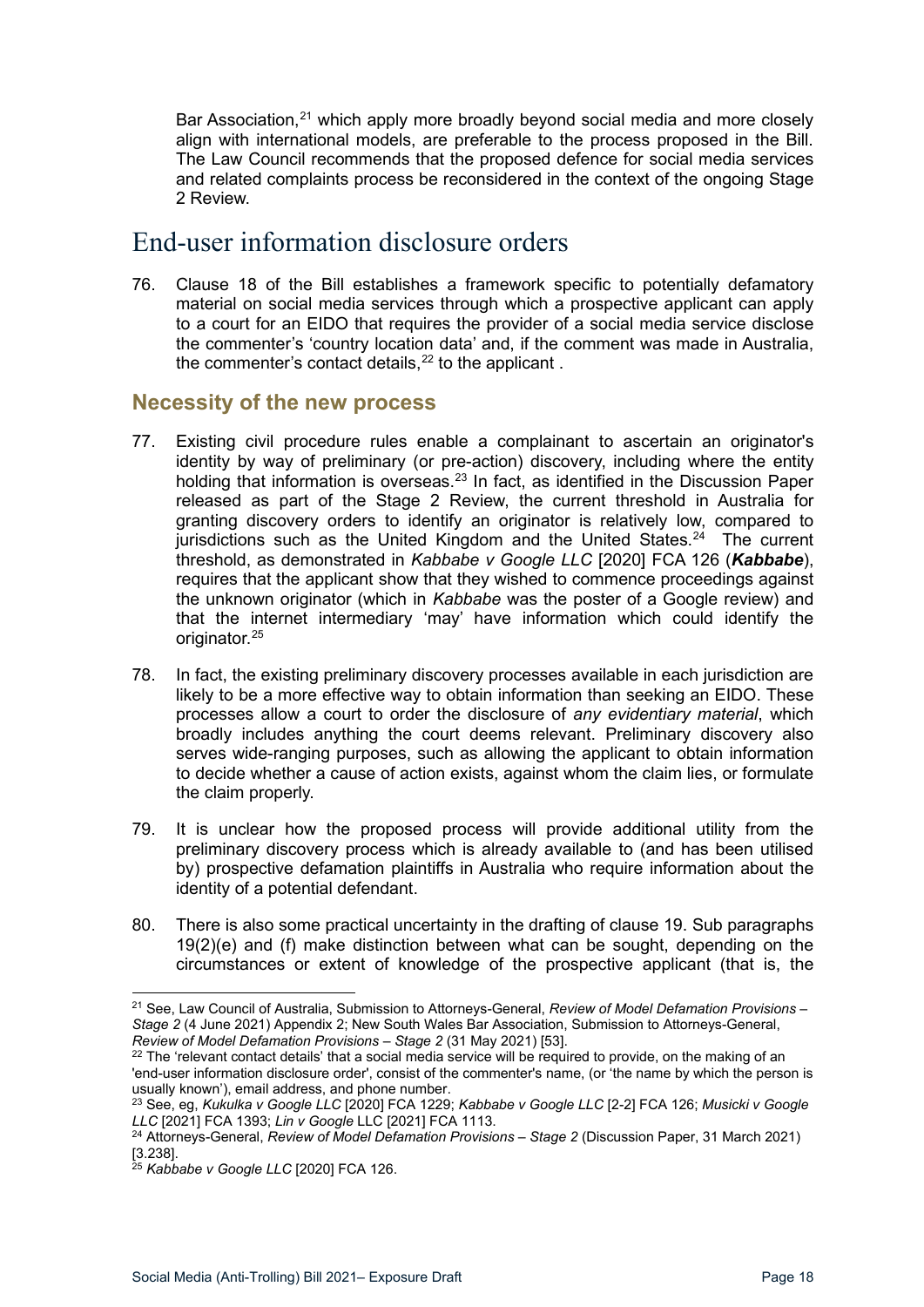Bar Association,[21] which apply more broadly beyond social media and more closely align with international models, are preferable to the process proposed in the Bill. The Law Council recommends that the proposed defence for social media services and related complaints process be reconsidered in the context of the ongoing Stage 2 Review.

# End-user information disclosure orders

76. Clause 18 of the Bill establishes a framework specific to potentially defamatory material on social media services through which a prospective applicant can apply to a court for an EIDO that requires the provider of a social media service disclose the commenter's 'country location data' and, if the comment was made in Australia, the commenter's contact details,[22] to the applicant .

## Necessity of the new process

77. Existing civil procedure rules enable a complainant to ascertain an originator's identity by way of preliminary (or pre-action) discovery, including where the entity holding that information is overseas.[23] In fact, as identified in the Discussion Paper released as part of the Stage 2 Review, the current threshold in Australia for granting discovery orders to identify an originator is relatively low, compared to jurisdictions such as the United Kingdom and the United States.[24] The current threshold, as demonstrated in *Kabbabe v Google LLC* [2020] FCA 126 (***Kabbabe***), requires that the applicant show that they wished to commence proceedings against the unknown originator (which in *Kabbabe* was the poster of a Google review) and that the internet intermediary 'may' have information which could identify the originator.[25]

78. In fact, the existing preliminary discovery processes available in each jurisdiction are likely to be a more effective way to obtain information than seeking an EIDO. These processes allow a court to order the disclosure of *any evidentiary material*, which broadly includes anything the court deems relevant. Preliminary discovery also serves wide-ranging purposes, such as allowing the applicant to obtain information to decide whether a cause of action exists, against whom the claim lies, or formulate the claim properly.

79. It is unclear how the proposed process will provide additional utility from the preliminary discovery process which is already available to (and has been utilised by) prospective defamation plaintiffs in Australia who require information about the identity of a potential defendant.

80. There is also some practical uncertainty in the drafting of clause 19. Sub paragraphs 19(2)(e) and (f) make distinction between what can be sought, depending on the circumstances or extent of knowledge of the prospective applicant (that is, the

---

[21] See, Law Council of Australia, Submission to Attorneys-General, *Review of Model Defamation Provisions – Stage 2* (4 June 2021) Appendix 2; New South Wales Bar Association, Submission to Attorneys-General, *Review of Model Defamation Provisions – Stage 2* (31 May 2021) [53].

[22] The 'relevant contact details' that a social media service will be required to provide, on the making of an 'end-user information disclosure order', consist of the commenter's name, (or 'the name by which the person is usually known'), email address, and phone number.

[23] See, eg, *Kukulka v Google LLC* [2020] FCA 1229; *Kabbabe v Google LLC* [2-2] FCA 126; *Musicki v Google LLC* [2021] FCA 1393; *Lin v Google* LLC [2021] FCA 1113.

[24] Attorneys-General, *Review of Model Defamation Provisions – Stage 2* (Discussion Paper, 31 March 2021) [3.238].

[25] *Kabbabe v Google LLC* [2020] FCA 126.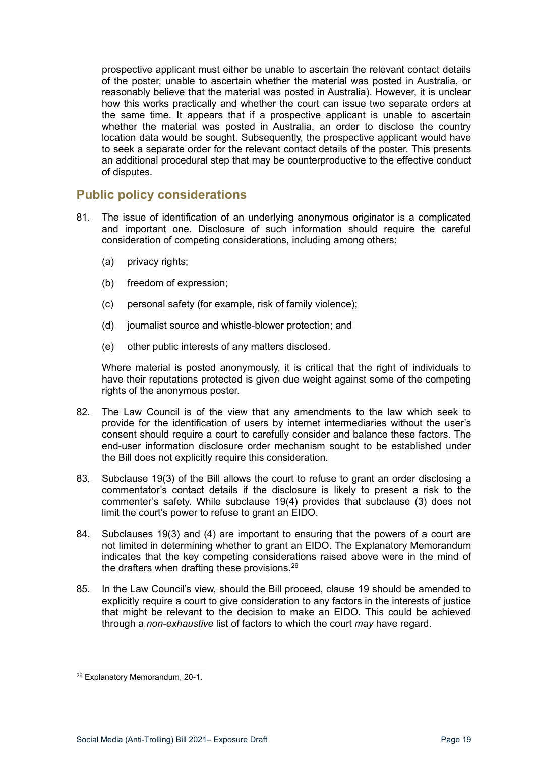prospective applicant must either be unable to ascertain the relevant contact details of the poster, unable to ascertain whether the material was posted in Australia, or reasonably believe that the material was posted in Australia). However, it is unclear how this works practically and whether the court can issue two separate orders at the same time. It appears that if a prospective applicant is unable to ascertain whether the material was posted in Australia, an order to disclose the country location data would be sought. Subsequently, the prospective applicant would have to seek a separate order for the relevant contact details of the poster. This presents an additional procedural step that may be counterproductive to the effective conduct of disputes.

## Public policy considerations

81. The issue of identification of an underlying anonymous originator is a complicated and important one. Disclosure of such information should require the careful consideration of competing considerations, including among others:

    (a) privacy rights;

    (b) freedom of expression;

    (c) personal safety (for example, risk of family violence);

    (d) journalist source and whistle-blower protection; and

    (e) other public interests of any matters disclosed.

    Where material is posted anonymously, it is critical that the right of individuals to have their reputations protected is given due weight against some of the competing rights of the anonymous poster.

82. The Law Council is of the view that any amendments to the law which seek to provide for the identification of users by internet intermediaries without the user's consent should require a court to carefully consider and balance these factors. The end-user information disclosure order mechanism sought to be established under the Bill does not explicitly require this consideration.

83. Subclause 19(3) of the Bill allows the court to refuse to grant an order disclosing a commentator's contact details if the disclosure is likely to present a risk to the commenter's safety. While subclause 19(4) provides that subclause (3) does not limit the court's power to refuse to grant an EIDO.

84. Subclauses 19(3) and (4) are important to ensuring that the powers of a court are not limited in determining whether to grant an EIDO. The Explanatory Memorandum indicates that the key competing considerations raised above were in the mind of the drafters when drafting these provisions.[26]

85. In the Law Council's view, should the Bill proceed, clause 19 should be amended to explicitly require a court to give consideration to any factors in the interests of justice that might be relevant to the decision to make an EIDO. This could be achieved through a *non-exhaustive* list of factors to which the court *may* have regard.

---

[26] Explanatory Memorandum, 20-1.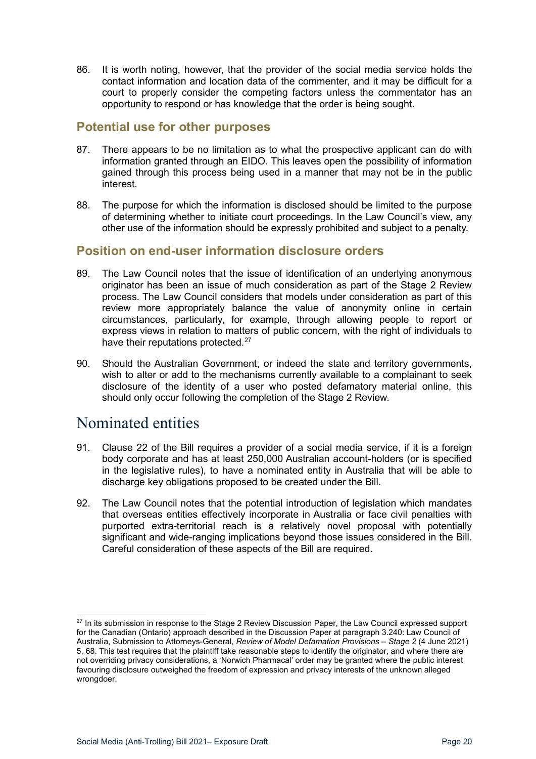86. It is worth noting, however, that the provider of the social media service holds the contact information and location data of the commenter, and it may be difficult for a court to properly consider the competing factors unless the commentator has an opportunity to respond or has knowledge that the order is being sought.

### Potential use for other purposes

87. There appears to be no limitation as to what the prospective applicant can do with information granted through an EIDO. This leaves open the possibility of information gained through this process being used in a manner that may not be in the public interest.

88. The purpose for which the information is disclosed should be limited to the purpose of determining whether to initiate court proceedings. In the Law Council's view, any other use of the information should be expressly prohibited and subject to a penalty.

### Position on end-user information disclosure orders

89. The Law Council notes that the issue of identification of an underlying anonymous originator has been an issue of much consideration as part of the Stage 2 Review process. The Law Council considers that models under consideration as part of this review more appropriately balance the value of anonymity online in certain circumstances, particularly, for example, through allowing people to report or express views in relation to matters of public concern, with the right of individuals to have their reputations protected.[27]

90. Should the Australian Government, or indeed the state and territory governments, wish to alter or add to the mechanisms currently available to a complainant to seek disclosure of the identity of a user who posted defamatory material online, this should only occur following the completion of the Stage 2 Review.

## Nominated entities

91. Clause 22 of the Bill requires a provider of a social media service, if it is a foreign body corporate and has at least 250,000 Australian account-holders (or is specified in the legislative rules), to have a nominated entity in Australia that will be able to discharge key obligations proposed to be created under the Bill.

92. The Law Council notes that the potential introduction of legislation which mandates that overseas entities effectively incorporate in Australia or face civil penalties with purported extra-territorial reach is a relatively novel proposal with potentially significant and wide-ranging implications beyond those issues considered in the Bill. Careful consideration of these aspects of the Bill are required.

---

[27] In its submission in response to the Stage 2 Review Discussion Paper, the Law Council expressed support for the Canadian (Ontario) approach described in the Discussion Paper at paragraph 3.240: Law Council of Australia, Submission to Attorneys-General, *Review of Model Defamation Provisions – Stage 2* (4 June 2021) 5, 68. This test requires that the plaintiff take reasonable steps to identify the originator, and where there are not overriding privacy considerations, a 'Norwich Pharmacal' order may be granted where the public interest favouring disclosure outweighed the freedom of expression and privacy interests of the unknown alleged wrongdoer.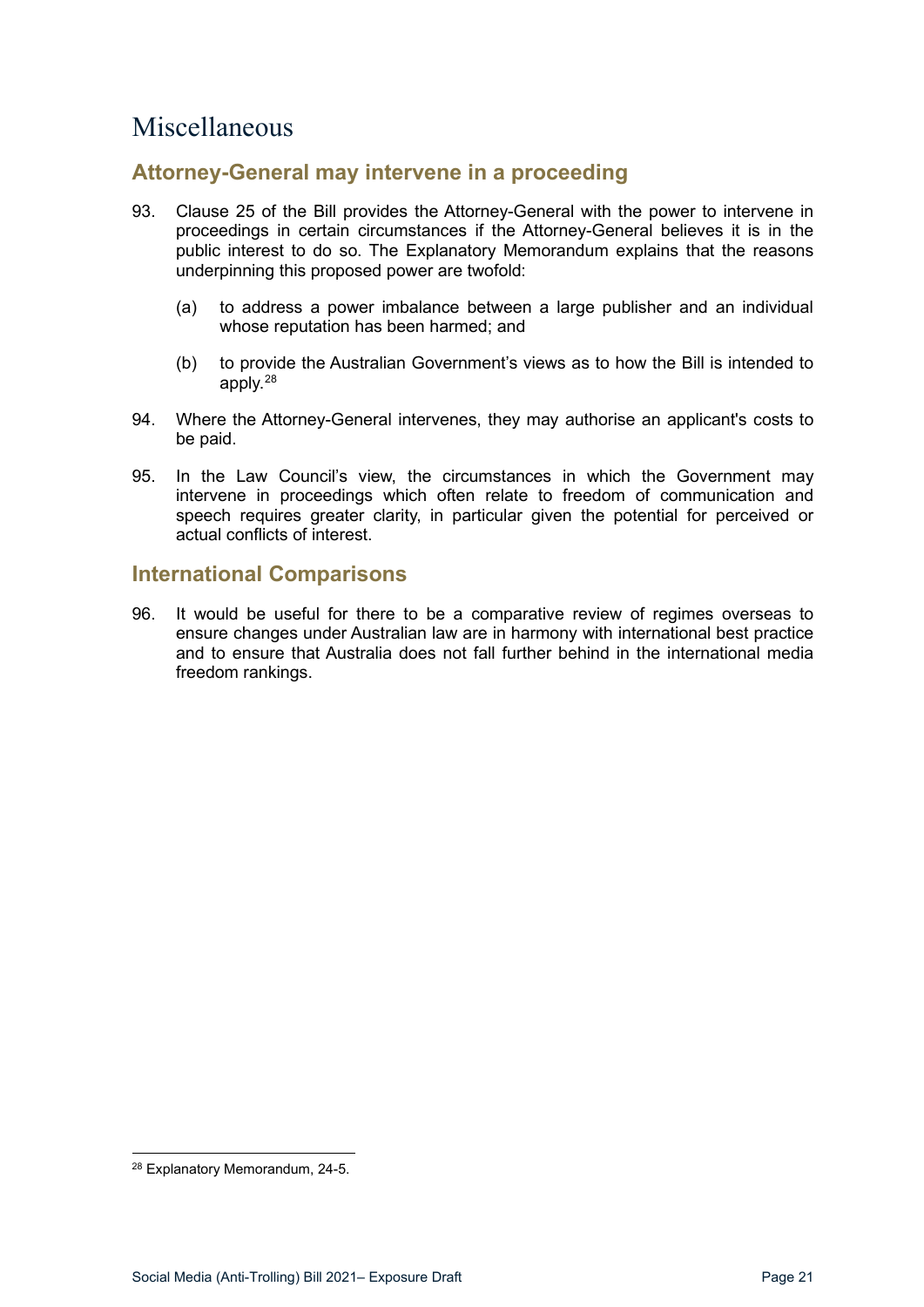# Miscellaneous

## Attorney-General may intervene in a proceeding

93. Clause 25 of the Bill provides the Attorney-General with the power to intervene in proceedings in certain circumstances if the Attorney-General believes it is in the public interest to do so. The Explanatory Memorandum explains that the reasons underpinning this proposed power are twofold:

    (a) to address a power imbalance between a large publisher and an individual whose reputation has been harmed; and

    (b) to provide the Australian Government's views as to how the Bill is intended to apply.[28]

94. Where the Attorney-General intervenes, they may authorise an applicant's costs to be paid.

95. In the Law Council's view, the circumstances in which the Government may intervene in proceedings which often relate to freedom of communication and speech requires greater clarity, in particular given the potential for perceived or actual conflicts of interest.

## International Comparisons

96. It would be useful for there to be a comparative review of regimes overseas to ensure changes under Australian law are in harmony with international best practice and to ensure that Australia does not fall further behind in the international media freedom rankings.

---

[28] Explanatory Memorandum, 24-5.